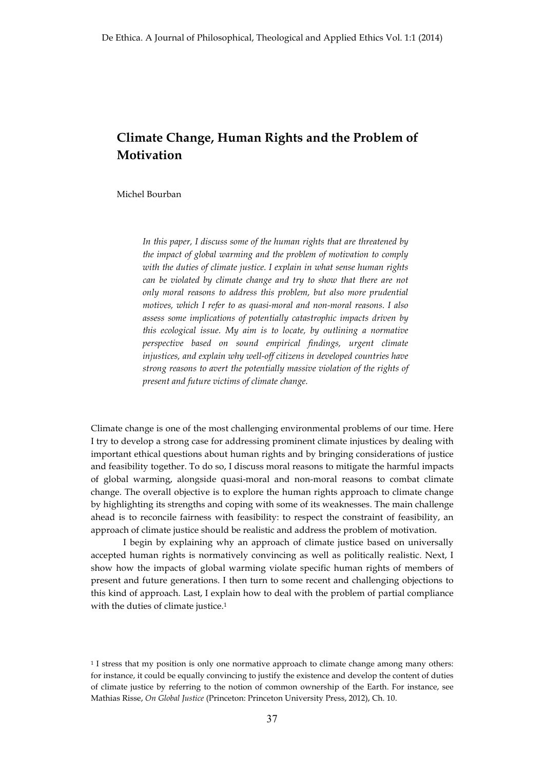# Climate Change, Human Rights and the Problem of Motivation

Michel Bourban

*In this paper, I discuss some of the human rights that are threatened by the impact of global warming and the problem of motivation to comply with the duties of climate justice. I explain in what sense human rights can be violated by climate change and try to show that there are not only moral reasons to address this problem, but also more prudential motives, which I refer to as quasi-moral and non-moral reasons. I also assess some implications of potentially catastrophic impacts driven by this ecological issue. My aim is to locate, by outlining a normative perspective based on sound empirical findings, urgent climate injustices, and explain why well-off citizens in developed countries have strong reasons to avert the potentially massive violation of the rights of present and future victims of climate change.*

Climate change is one of the most challenging environmental problems of our time. Here I try to develop a strong case for addressing prominent climate injustices by dealing with important ethical questions about human rights and by bringing considerations of justice and feasibility together. To do so, I discuss moral reasons to mitigate the harmful impacts of global warming, alongside quasi-moral and non-moral reasons to combat climate change. The overall objective is to explore the human rights approach to climate change by highlighting its strengths and coping with some of its weaknesses. The main challenge ahead is to reconcile fairness with feasibility: to respect the constraint of feasibility, an approach of climate justice should be realistic and address the problem of motivation.

I begin by explaining why an approach of climate justice based on universally accepted human rights is normatively convincing as well as politically realistic. Next, I show how the impacts of global warming violate specific human rights of members of present and future generations. I then turn to some recent and challenging objections to this kind of approach. Last, I explain how to deal with the problem of partial compliance with the duties of climate justice.[1]

[1] I stress that my position is only one normative approach to climate change among many others: for instance, it could be equally convincing to justify the existence and develop the content of duties of climate justice by referring to the notion of common ownership of the Earth. For instance, see Mathias Risse, *On Global Justice* (Princeton: Princeton University Press, 2012), Ch. 10.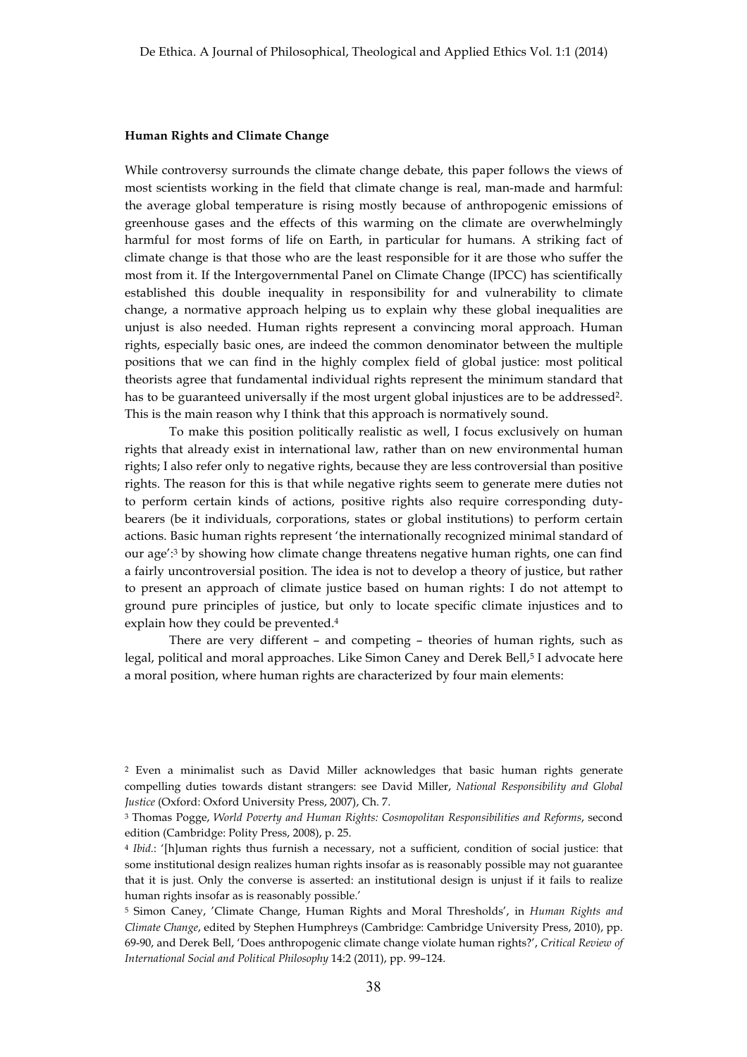**Human Rights and Climate Change**

While controversy surrounds the climate change debate, this paper follows the views of most scientists working in the field that climate change is real, man-made and harmful: the average global temperature is rising mostly because of anthropogenic emissions of greenhouse gases and the effects of this warming on the climate are overwhelmingly harmful for most forms of life on Earth, in particular for humans. A striking fact of climate change is that those who are the least responsible for it are those who suffer the most from it. If the Intergovernmental Panel on Climate Change (IPCC) has scientifically established this double inequality in responsibility for and vulnerability to climate change, a normative approach helping us to explain why these global inequalities are unjust is also needed. Human rights represent a convincing moral approach. Human rights, especially basic ones, are indeed the common denominator between the multiple positions that we can find in the highly complex field of global justice: most political theorists agree that fundamental individual rights represent the minimum standard that has to be guaranteed universally if the most urgent global injustices are to be addressed[2]. This is the main reason why I think that this approach is normatively sound.

To make this position politically realistic as well, I focus exclusively on human rights that already exist in international law, rather than on new environmental human rights; I also refer only to negative rights, because they are less controversial than positive rights. The reason for this is that while negative rights seem to generate mere duties not to perform certain kinds of actions, positive rights also require corresponding duty-bearers (be it individuals, corporations, states or global institutions) to perform certain actions. Basic human rights represent 'the internationally recognized minimal standard of our age':[3] by showing how climate change threatens negative human rights, one can find a fairly uncontroversial position. The idea is not to develop a theory of justice, but rather to present an approach of climate justice based on human rights: I do not attempt to ground pure principles of justice, but only to locate specific climate injustices and to explain how they could be prevented.[4]

There are very different – and competing – theories of human rights, such as legal, political and moral approaches. Like Simon Caney and Derek Bell,[5] I advocate here a moral position, where human rights are characterized by four main elements:

---

[2] Even a minimalist such as David Miller acknowledges that basic human rights generate compelling duties towards distant strangers: see David Miller, *National Responsibility and Global Justice* (Oxford: Oxford University Press, 2007), Ch. 7.

[3] Thomas Pogge, *World Poverty and Human Rights: Cosmopolitan Responsibilities and Reforms*, second edition (Cambridge: Polity Press, 2008), p. 25.

[4] *Ibid.*: '[h]uman rights thus furnish a necessary, not a sufficient, condition of social justice: that some institutional design realizes human rights insofar as is reasonably possible may not guarantee that it is just. Only the converse is asserted: an institutional design is unjust if it fails to realize human rights insofar as is reasonably possible.'

[5] Simon Caney, 'Climate Change, Human Rights and Moral Thresholds', in *Human Rights and Climate Change*, edited by Stephen Humphreys (Cambridge: Cambridge University Press, 2010), pp. 69-90, and Derek Bell, 'Does anthropogenic climate change violate human rights?', *Critical Review of International Social and Political Philosophy* 14:2 (2011), pp. 99–124.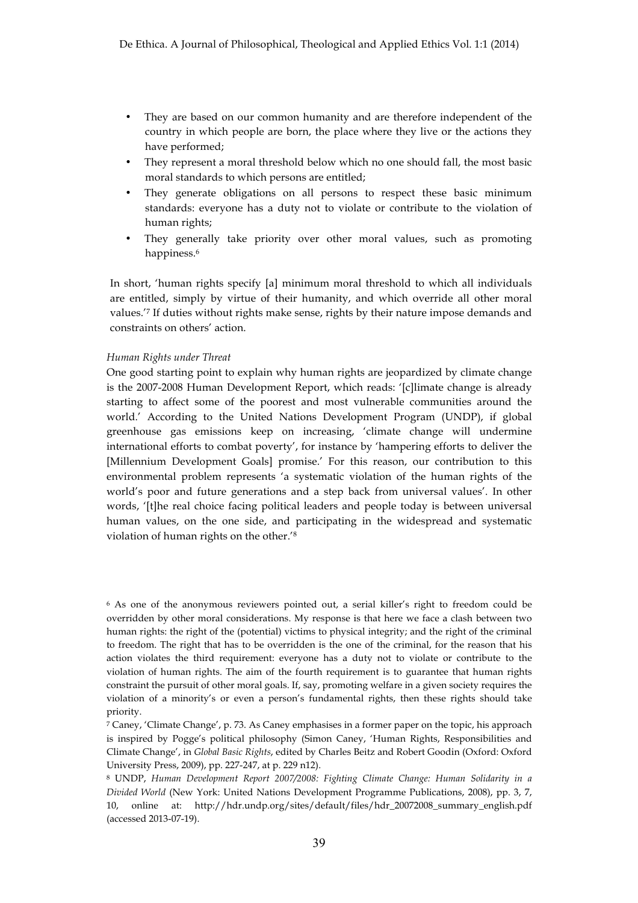- They are based on our common humanity and are therefore independent of the country in which people are born, the place where they live or the actions they have performed;
- They represent a moral threshold below which no one should fall, the most basic moral standards to which persons are entitled;
- They generate obligations on all persons to respect these basic minimum standards: everyone has a duty not to violate or contribute to the violation of human rights;
- They generally take priority over other moral values, such as promoting happiness.[6]

In short, 'human rights specify [a] minimum moral threshold to which all individuals are entitled, simply by virtue of their humanity, and which override all other moral values.'[7] If duties without rights make sense, rights by their nature impose demands and constraints on others' action.

*Human Rights under Threat*

One good starting point to explain why human rights are jeopardized by climate change is the 2007-2008 Human Development Report, which reads: '[c]limate change is already starting to affect some of the poorest and most vulnerable communities around the world.' According to the United Nations Development Program (UNDP), if global greenhouse gas emissions keep on increasing, 'climate change will undermine international efforts to combat poverty', for instance by 'hampering efforts to deliver the [Millennium Development Goals] promise.' For this reason, our contribution to this environmental problem represents 'a systematic violation of the human rights of the world's poor and future generations and a step back from universal values'. In other words, '[t]he real choice facing political leaders and people today is between universal human values, on the one side, and participating in the widespread and systematic violation of human rights on the other.'[8]

---

[6] As one of the anonymous reviewers pointed out, a serial killer's right to freedom could be overridden by other moral considerations. My response is that here we face a clash between two human rights: the right of the (potential) victims to physical integrity; and the right of the criminal to freedom. The right that has to be overridden is the one of the criminal, for the reason that his action violates the third requirement: everyone has a duty not to violate or contribute to the violation of human rights. The aim of the fourth requirement is to guarantee that human rights constraint the pursuit of other moral goals. If, say, promoting welfare in a given society requires the violation of a minority's or even a person's fundamental rights, then these rights should take priority.

[7] Caney, 'Climate Change', p. 73. As Caney emphasises in a former paper on the topic, his approach is inspired by Pogge's political philosophy (Simon Caney, 'Human Rights, Responsibilities and Climate Change', in *Global Basic Rights*, edited by Charles Beitz and Robert Goodin (Oxford: Oxford University Press, 2009), pp. 227-247, at p. 229 n12).

[8] UNDP, *Human Development Report 2007/2008: Fighting Climate Change: Human Solidarity in a Divided World* (New York: United Nations Development Programme Publications, 2008), pp. 3, 7, 10, online at: http://hdr.undp.org/sites/default/files/hdr_20072008_summary_english.pdf (accessed 2013-07-19).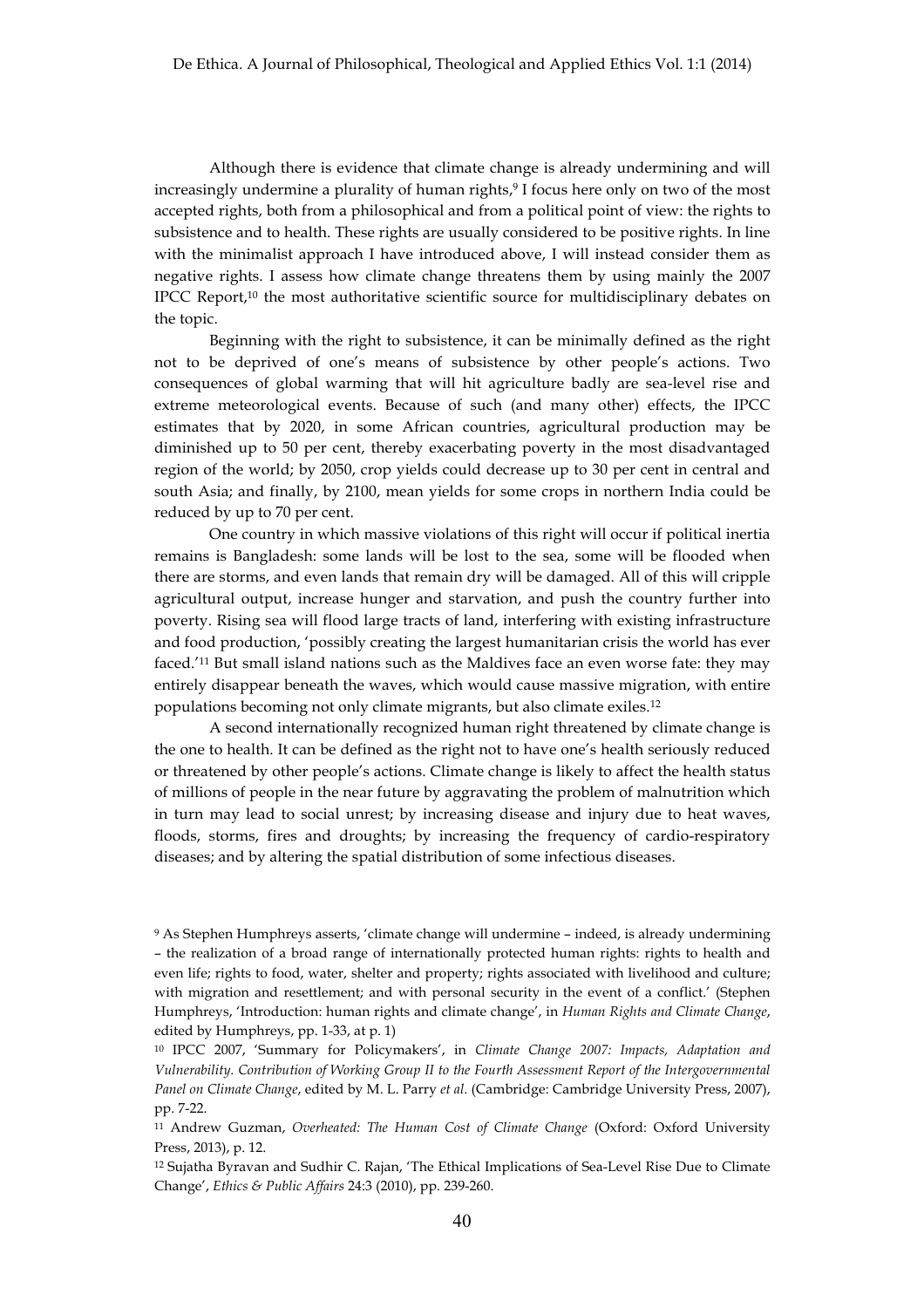Although there is evidence that climate change is already undermining and will increasingly undermine a plurality of human rights,[9] I focus here only on two of the most accepted rights, both from a philosophical and from a political point of view: the rights to subsistence and to health. These rights are usually considered to be positive rights. In line with the minimalist approach I have introduced above, I will instead consider them as negative rights. I assess how climate change threatens them by using mainly the 2007 IPCC Report,[10] the most authoritative scientific source for multidisciplinary debates on the topic.

Beginning with the right to subsistence, it can be minimally defined as the right not to be deprived of one's means of subsistence by other people's actions. Two consequences of global warming that will hit agriculture badly are sea-level rise and extreme meteorological events. Because of such (and many other) effects, the IPCC estimates that by 2020, in some African countries, agricultural production may be diminished up to 50 per cent, thereby exacerbating poverty in the most disadvantaged region of the world; by 2050, crop yields could decrease up to 30 per cent in central and south Asia; and finally, by 2100, mean yields for some crops in northern India could be reduced by up to 70 per cent.

One country in which massive violations of this right will occur if political inertia remains is Bangladesh: some lands will be lost to the sea, some will be flooded when there are storms, and even lands that remain dry will be damaged. All of this will cripple agricultural output, increase hunger and starvation, and push the country further into poverty. Rising sea will flood large tracts of land, interfering with existing infrastructure and food production, 'possibly creating the largest humanitarian crisis the world has ever faced.'[11] But small island nations such as the Maldives face an even worse fate: they may entirely disappear beneath the waves, which would cause massive migration, with entire populations becoming not only climate migrants, but also climate exiles.[12]

A second internationally recognized human right threatened by climate change is the one to health. It can be defined as the right not to have one's health seriously reduced or threatened by other people's actions. Climate change is likely to affect the health status of millions of people in the near future by aggravating the problem of malnutrition which in turn may lead to social unrest; by increasing disease and injury due to heat waves, floods, storms, fires and droughts; by increasing the frequency of cardio-respiratory diseases; and by altering the spatial distribution of some infectious diseases.

---

[9] As Stephen Humphreys asserts, 'climate change will undermine – indeed, is already undermining – the realization of a broad range of internationally protected human rights: rights to health and even life; rights to food, water, shelter and property; rights associated with livelihood and culture; with migration and resettlement; and with personal security in the event of a conflict.' (Stephen Humphreys, 'Introduction: human rights and climate change', in *Human Rights and Climate Change*, edited by Humphreys, pp. 1-33, at p. 1)

[10] IPCC 2007, 'Summary for Policymakers', in *Climate Change 2007: Impacts, Adaptation and Vulnerability. Contribution of Working Group II to the Fourth Assessment Report of the Intergovernmental Panel on Climate Change*, edited by M. L. Parry *et al.* (Cambridge: Cambridge University Press, 2007), pp. 7-22.

[11] Andrew Guzman, *Overheated: The Human Cost of Climate Change* (Oxford: Oxford University Press, 2013), p. 12.

[12] Sujatha Byravan and Sudhir C. Rajan, 'The Ethical Implications of Sea-Level Rise Due to Climate Change', *Ethics & Public Affairs* 24:3 (2010), pp. 239-260.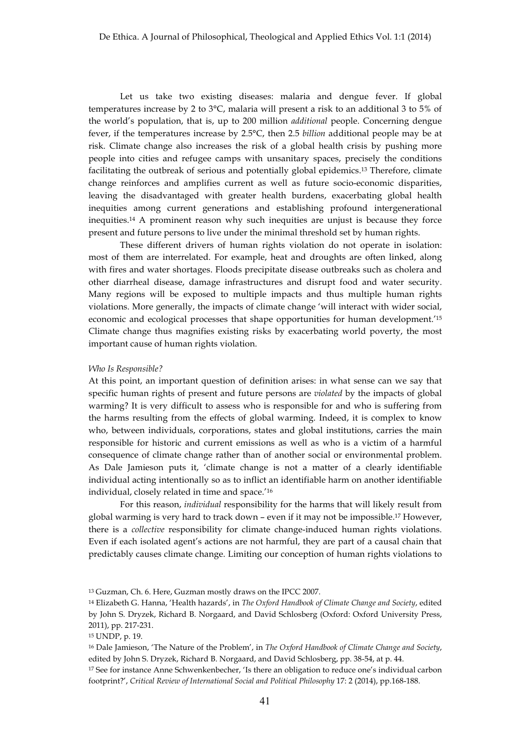Let us take two existing diseases: malaria and dengue fever. If global temperatures increase by 2 to 3°C, malaria will present a risk to an additional 3 to 5% of the world's population, that is, up to 200 million *additional* people. Concerning dengue fever, if the temperatures increase by 2.5°C, then 2.5 *billion* additional people may be at risk. Climate change also increases the risk of a global health crisis by pushing more people into cities and refugee camps with unsanitary spaces, precisely the conditions facilitating the outbreak of serious and potentially global epidemics.[13] Therefore, climate change reinforces and amplifies current as well as future socio-economic disparities, leaving the disadvantaged with greater health burdens, exacerbating global health inequities among current generations and establishing profound intergenerational inequities.[14] A prominent reason why such inequities are unjust is because they force present and future persons to live under the minimal threshold set by human rights.

These different drivers of human rights violation do not operate in isolation: most of them are interrelated. For example, heat and droughts are often linked, along with fires and water shortages. Floods precipitate disease outbreaks such as cholera and other diarrheal disease, damage infrastructures and disrupt food and water security. Many regions will be exposed to multiple impacts and thus multiple human rights violations. More generally, the impacts of climate change 'will interact with wider social, economic and ecological processes that shape opportunities for human development.'[15] Climate change thus magnifies existing risks by exacerbating world poverty, the most important cause of human rights violation.

*Who Is Responsible?*

At this point, an important question of definition arises: in what sense can we say that specific human rights of present and future persons are *violated* by the impacts of global warming? It is very difficult to assess who is responsible for and who is suffering from the harms resulting from the effects of global warming. Indeed, it is complex to know who, between individuals, corporations, states and global institutions, carries the main responsible for historic and current emissions as well as who is a victim of a harmful consequence of climate change rather than of another social or environmental problem. As Dale Jamieson puts it, 'climate change is not a matter of a clearly identifiable individual acting intentionally so as to inflict an identifiable harm on another identifiable individual, closely related in time and space.'[16]

For this reason, *individual* responsibility for the harms that will likely result from global warming is very hard to track down – even if it may not be impossible.[17] However, there is a *collective* responsibility for climate change-induced human rights violations. Even if each isolated agent's actions are not harmful, they are part of a causal chain that predictably causes climate change. Limiting our conception of human rights violations to

---

[13] Guzman, Ch. 6. Here, Guzman mostly draws on the IPCC 2007.

[14] Elizabeth G. Hanna, 'Health hazards', in *The Oxford Handbook of Climate Change and Society*, edited by John S. Dryzek, Richard B. Norgaard, and David Schlosberg (Oxford: Oxford University Press, 2011), pp. 217-231.

[15] UNDP, p. 19.

[16] Dale Jamieson, 'The Nature of the Problem', in *The Oxford Handbook of Climate Change and Society*, edited by John S. Dryzek, Richard B. Norgaard, and David Schlosberg, pp. 38-54, at p. 44.

[17] See for instance Anne Schwenkenbecher, 'Is there an obligation to reduce one's individual carbon footprint?', *Critical Review of International Social and Political Philosophy* 17: 2 (2014), pp.168-188.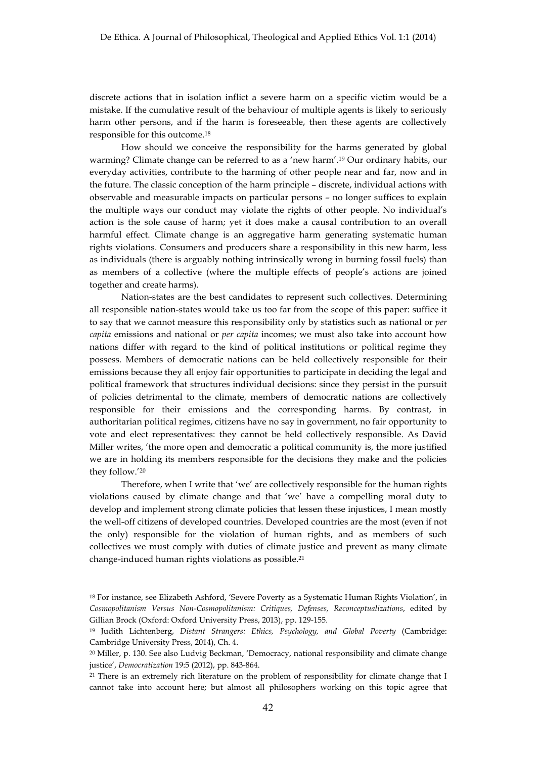discrete actions that in isolation inflict a severe harm on a specific victim would be a mistake. If the cumulative result of the behaviour of multiple agents is likely to seriously harm other persons, and if the harm is foreseeable, then these agents are collectively responsible for this outcome.[18]

How should we conceive the responsibility for the harms generated by global warming? Climate change can be referred to as a 'new harm'.[19] Our ordinary habits, our everyday activities, contribute to the harming of other people near and far, now and in the future. The classic conception of the harm principle – discrete, individual actions with observable and measurable impacts on particular persons – no longer suffices to explain the multiple ways our conduct may violate the rights of other people. No individual's action is the sole cause of harm; yet it does make a causal contribution to an overall harmful effect. Climate change is an aggregative harm generating systematic human rights violations. Consumers and producers share a responsibility in this new harm, less as individuals (there is arguably nothing intrinsically wrong in burning fossil fuels) than as members of a collective (where the multiple effects of people's actions are joined together and create harms).

Nation-states are the best candidates to represent such collectives. Determining all responsible nation-states would take us too far from the scope of this paper: suffice it to say that we cannot measure this responsibility only by statistics such as national or *per capita* emissions and national or *per capita* incomes; we must also take into account how nations differ with regard to the kind of political institutions or political regime they possess. Members of democratic nations can be held collectively responsible for their emissions because they all enjoy fair opportunities to participate in deciding the legal and political framework that structures individual decisions: since they persist in the pursuit of policies detrimental to the climate, members of democratic nations are collectively responsible for their emissions and the corresponding harms. By contrast, in authoritarian political regimes, citizens have no say in government, no fair opportunity to vote and elect representatives: they cannot be held collectively responsible. As David Miller writes, 'the more open and democratic a political community is, the more justified we are in holding its members responsible for the decisions they make and the policies they follow.'[20]

Therefore, when I write that 'we' are collectively responsible for the human rights violations caused by climate change and that 'we' have a compelling moral duty to develop and implement strong climate policies that lessen these injustices, I mean mostly the well-off citizens of developed countries. Developed countries are the most (even if not the only) responsible for the violation of human rights, and as members of such collectives we must comply with duties of climate justice and prevent as many climate change-induced human rights violations as possible.[21]

---

[18] For instance, see Elizabeth Ashford, 'Severe Poverty as a Systematic Human Rights Violation', in *Cosmopolitanism Versus Non-Cosmopolitanism: Critiques, Defenses, Reconceptualizations*, edited by Gillian Brock (Oxford: Oxford University Press, 2013), pp. 129-155.

[19] Judith Lichtenberg, *Distant Strangers: Ethics, Psychology, and Global Poverty* (Cambridge: Cambridge University Press, 2014), Ch. 4.

[20] Miller, p. 130. See also Ludvig Beckman, 'Democracy, national responsibility and climate change justice', *Democratization* 19:5 (2012), pp. 843-864.

[21] There is an extremely rich literature on the problem of responsibility for climate change that I cannot take into account here; but almost all philosophers working on this topic agree that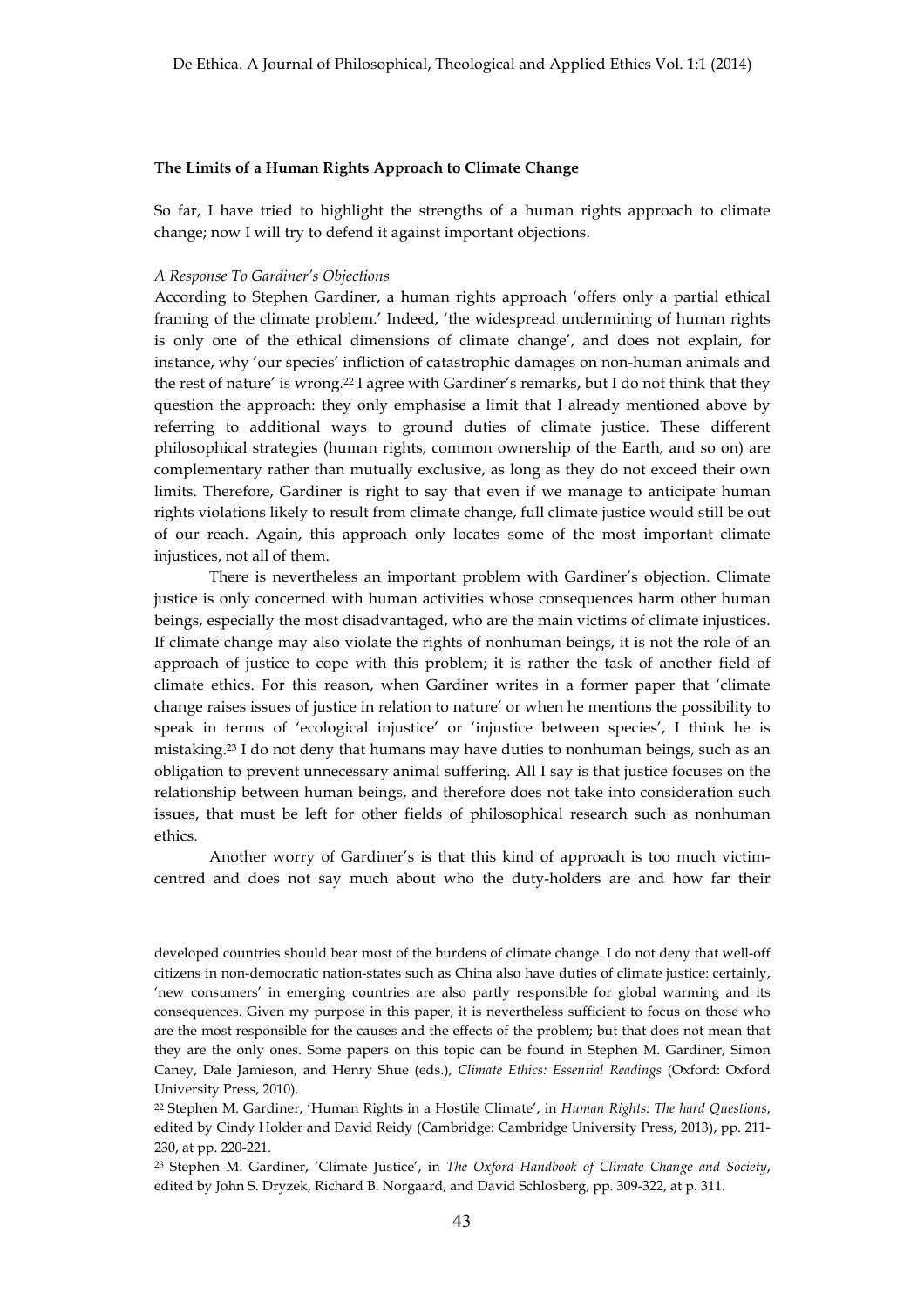## The Limits of a Human Rights Approach to Climate Change

So far, I have tried to highlight the strengths of a human rights approach to climate change; now I will try to defend it against important objections.

### *A Response To Gardiner's Objections*

According to Stephen Gardiner, a human rights approach 'offers only a partial ethical framing of the climate problem.' Indeed, 'the widespread undermining of human rights is only one of the ethical dimensions of climate change', and does not explain, for instance, why 'our species' infliction of catastrophic damages on non-human animals and the rest of nature' is wrong.[22] I agree with Gardiner's remarks, but I do not think that they question the approach: they only emphasise a limit that I already mentioned above by referring to additional ways to ground duties of climate justice. These different philosophical strategies (human rights, common ownership of the Earth, and so on) are complementary rather than mutually exclusive, as long as they do not exceed their own limits. Therefore, Gardiner is right to say that even if we manage to anticipate human rights violations likely to result from climate change, full climate justice would still be out of our reach. Again, this approach only locates some of the most important climate injustices, not all of them.

There is nevertheless an important problem with Gardiner's objection. Climate justice is only concerned with human activities whose consequences harm other human beings, especially the most disadvantaged, who are the main victims of climate injustices. If climate change may also violate the rights of nonhuman beings, it is not the role of an approach of justice to cope with this problem; it is rather the task of another field of climate ethics. For this reason, when Gardiner writes in a former paper that 'climate change raises issues of justice in relation to nature' or when he mentions the possibility to speak in terms of 'ecological injustice' or 'injustice between species', I think he is mistaking.[23] I do not deny that humans may have duties to nonhuman beings, such as an obligation to prevent unnecessary animal suffering. All I say is that justice focuses on the relationship between human beings, and therefore does not take into consideration such issues, that must be left for other fields of philosophical research such as nonhuman ethics.

Another worry of Gardiner's is that this kind of approach is too much victim-centred and does not say much about who the duty-holders are and how far their

---

developed countries should bear most of the burdens of climate change. I do not deny that well-off citizens in non-democratic nation-states such as China also have duties of climate justice: certainly, 'new consumers' in emerging countries are also partly responsible for global warming and its consequences. Given my purpose in this paper, it is nevertheless sufficient to focus on those who are the most responsible for the causes and the effects of the problem; but that does not mean that they are the only ones. Some papers on this topic can be found in Stephen M. Gardiner, Simon Caney, Dale Jamieson, and Henry Shue (eds.), *Climate Ethics: Essential Readings* (Oxford: Oxford University Press, 2010).

[22] Stephen M. Gardiner, 'Human Rights in a Hostile Climate', in *Human Rights: The hard Questions*, edited by Cindy Holder and David Reidy (Cambridge: Cambridge University Press, 2013), pp. 211-230, at pp. 220-221.

[23] Stephen M. Gardiner, 'Climate Justice', in *The Oxford Handbook of Climate Change and Society*, edited by John S. Dryzek, Richard B. Norgaard, and David Schlosberg, pp. 309-322, at p. 311.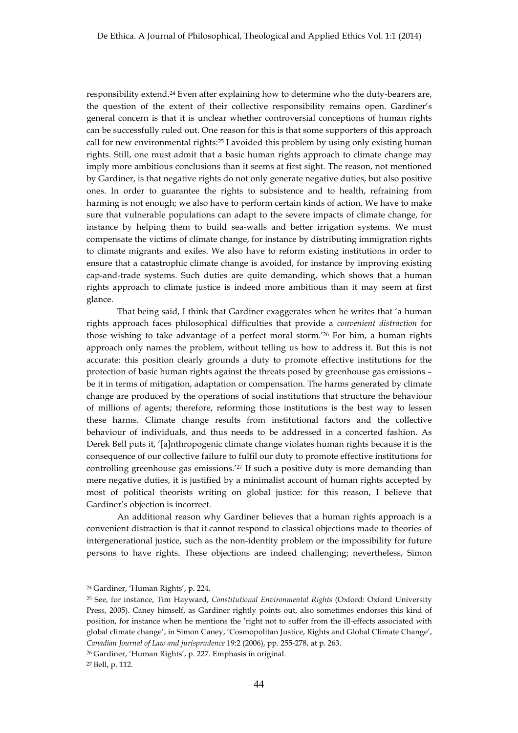responsibility extend.[24] Even after explaining how to determine who the duty-bearers are, the question of the extent of their collective responsibility remains open. Gardiner's general concern is that it is unclear whether controversial conceptions of human rights can be successfully ruled out. One reason for this is that some supporters of this approach call for new environmental rights:[25] I avoided this problem by using only existing human rights. Still, one must admit that a basic human rights approach to climate change may imply more ambitious conclusions than it seems at first sight. The reason, not mentioned by Gardiner, is that negative rights do not only generate negative duties, but also positive ones. In order to guarantee the rights to subsistence and to health, refraining from harming is not enough; we also have to perform certain kinds of action. We have to make sure that vulnerable populations can adapt to the severe impacts of climate change, for instance by helping them to build sea-walls and better irrigation systems. We must compensate the victims of climate change, for instance by distributing immigration rights to climate migrants and exiles. We also have to reform existing institutions in order to ensure that a catastrophic climate change is avoided, for instance by improving existing cap-and-trade systems. Such duties are quite demanding, which shows that a human rights approach to climate justice is indeed more ambitious than it may seem at first glance.

That being said, I think that Gardiner exaggerates when he writes that 'a human rights approach faces philosophical difficulties that provide a *convenient distraction* for those wishing to take advantage of a perfect moral storm.'[26] For him, a human rights approach only names the problem, without telling us how to address it. But this is not accurate: this position clearly grounds a duty to promote effective institutions for the protection of basic human rights against the threats posed by greenhouse gas emissions – be it in terms of mitigation, adaptation or compensation. The harms generated by climate change are produced by the operations of social institutions that structure the behaviour of millions of agents; therefore, reforming those institutions is the best way to lessen these harms. Climate change results from institutional factors and the collective behaviour of individuals, and thus needs to be addressed in a concerted fashion. As Derek Bell puts it, '[a]nthropogenic climate change violates human rights because it is the consequence of our collective failure to fulfil our duty to promote effective institutions for controlling greenhouse gas emissions.'[27] If such a positive duty is more demanding than mere negative duties, it is justified by a minimalist account of human rights accepted by most of political theorists writing on global justice: for this reason, I believe that Gardiner's objection is incorrect.

An additional reason why Gardiner believes that a human rights approach is a convenient distraction is that it cannot respond to classical objections made to theories of intergenerational justice, such as the non-identity problem or the impossibility for future persons to have rights. These objections are indeed challenging; nevertheless, Simon

---

[24] Gardiner, 'Human Rights', p. 224.

[25] See, for instance, Tim Hayward, *Constitutional Environmental Rights* (Oxford: Oxford University Press, 2005). Caney himself, as Gardiner rightly points out, also sometimes endorses this kind of position, for instance when he mentions the 'right not to suffer from the ill-effects associated with global climate change', in Simon Caney, 'Cosmopolitan Justice, Rights and Global Climate Change', *Canadian Journal of Law and jurisprudence* 19:2 (2006), pp. 255-278, at p. 263.

[26] Gardiner, 'Human Rights', p. 227. Emphasis in original.

[27] Bell, p. 112.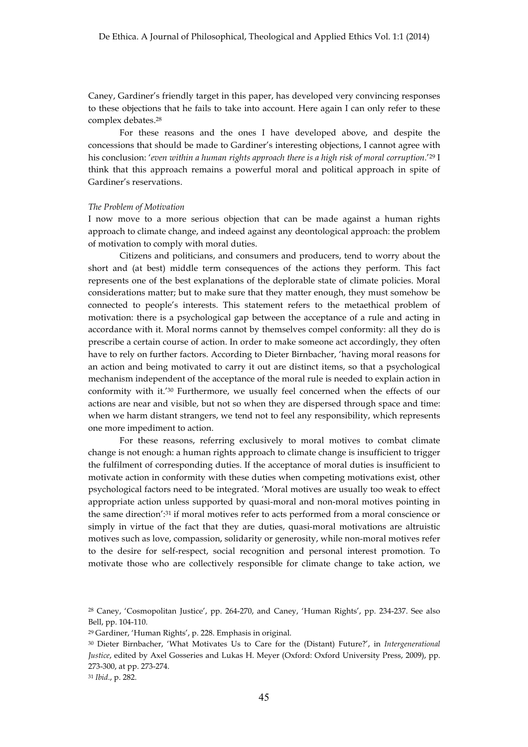Caney, Gardiner's friendly target in this paper, has developed very convincing responses to these objections that he fails to take into account. Here again I can only refer to these complex debates.[28]

For these reasons and the ones I have developed above, and despite the concessions that should be made to Gardiner's interesting objections, I cannot agree with his conclusion: '*even within a human rights approach there is a high risk of moral corruption*.'[29] I think that this approach remains a powerful moral and political approach in spite of Gardiner's reservations.

*The Problem of Motivation*

I now move to a more serious objection that can be made against a human rights approach to climate change, and indeed against any deontological approach: the problem of motivation to comply with moral duties.

Citizens and politicians, and consumers and producers, tend to worry about the short and (at best) middle term consequences of the actions they perform. This fact represents one of the best explanations of the deplorable state of climate policies. Moral considerations matter; but to make sure that they matter enough, they must somehow be connected to people's interests. This statement refers to the metaethical problem of motivation: there is a psychological gap between the acceptance of a rule and acting in accordance with it. Moral norms cannot by themselves compel conformity: all they do is prescribe a certain course of action. In order to make someone act accordingly, they often have to rely on further factors. According to Dieter Birnbacher, 'having moral reasons for an action and being motivated to carry it out are distinct items, so that a psychological mechanism independent of the acceptance of the moral rule is needed to explain action in conformity with it.'[30] Furthermore, we usually feel concerned when the effects of our actions are near and visible, but not so when they are dispersed through space and time: when we harm distant strangers, we tend not to feel any responsibility, which represents one more impediment to action.

For these reasons, referring exclusively to moral motives to combat climate change is not enough: a human rights approach to climate change is insufficient to trigger the fulfilment of corresponding duties. If the acceptance of moral duties is insufficient to motivate action in conformity with these duties when competing motivations exist, other psychological factors need to be integrated. 'Moral motives are usually too weak to effect appropriate action unless supported by quasi-moral and non-moral motives pointing in the same direction':[31] if moral motives refer to acts performed from a moral conscience or simply in virtue of the fact that they are duties, quasi-moral motivations are altruistic motives such as love, compassion, solidarity or generosity, while non-moral motives refer to the desire for self-respect, social recognition and personal interest promotion. To motivate those who are collectively responsible for climate change to take action, we

[28] Caney, 'Cosmopolitan Justice', pp. 264-270, and Caney, 'Human Rights', pp. 234-237. See also Bell, pp. 104-110.

[29] Gardiner, 'Human Rights', p. 228. Emphasis in original.

[30] Dieter Birnbacher, 'What Motivates Us to Care for the (Distant) Future?', in *Intergenerational Justice*, edited by Axel Gosseries and Lukas H. Meyer (Oxford: Oxford University Press, 2009), pp. 273-300, at pp. 273-274.

[31] *Ibid*., p. 282.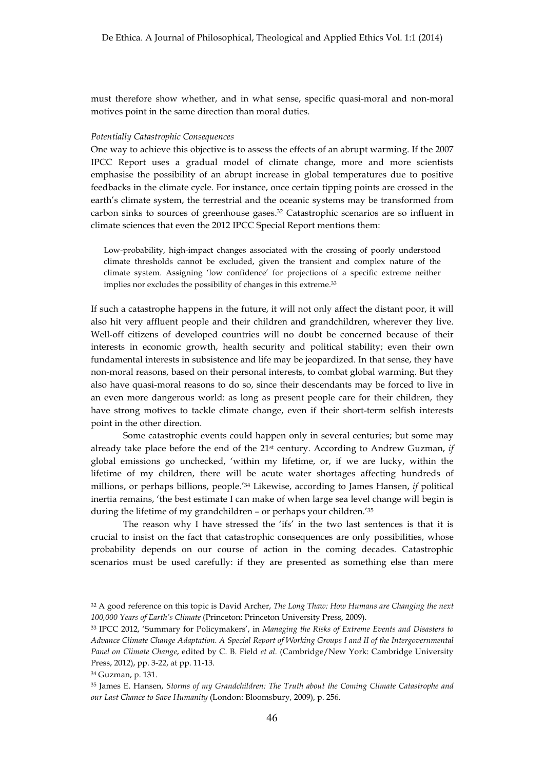must therefore show whether, and in what sense, specific quasi-moral and non-moral motives point in the same direction than moral duties.

*Potentially Catastrophic Consequences*

One way to achieve this objective is to assess the effects of an abrupt warming. If the 2007 IPCC Report uses a gradual model of climate change, more and more scientists emphasise the possibility of an abrupt increase in global temperatures due to positive feedbacks in the climate cycle. For instance, once certain tipping points are crossed in the earth's climate system, the terrestrial and the oceanic systems may be transformed from carbon sinks to sources of greenhouse gases.[32] Catastrophic scenarios are so influent in climate sciences that even the 2012 IPCC Special Report mentions them:

> Low-probability, high-impact changes associated with the crossing of poorly understood climate thresholds cannot be excluded, given the transient and complex nature of the climate system. Assigning 'low confidence' for projections of a specific extreme neither implies nor excludes the possibility of changes in this extreme.[33]

If such a catastrophe happens in the future, it will not only affect the distant poor, it will also hit very affluent people and their children and grandchildren, wherever they live. Well-off citizens of developed countries will no doubt be concerned because of their interests in economic growth, health security and political stability; even their own fundamental interests in subsistence and life may be jeopardized. In that sense, they have non-moral reasons, based on their personal interests, to combat global warming. But they also have quasi-moral reasons to do so, since their descendants may be forced to live in an even more dangerous world: as long as present people care for their children, they have strong motives to tackle climate change, even if their short-term selfish interests point in the other direction.

Some catastrophic events could happen only in several centuries; but some may already take place before the end of the 21st century. According to Andrew Guzman, *if* global emissions go unchecked, 'within my lifetime, or, if we are lucky, within the lifetime of my children, there will be acute water shortages affecting hundreds of millions, or perhaps billions, people.'[34] Likewise, according to James Hansen, *if* political inertia remains, 'the best estimate I can make of when large sea level change will begin is during the lifetime of my grandchildren – or perhaps your children.'[35]

The reason why I have stressed the 'ifs' in the two last sentences is that it is crucial to insist on the fact that catastrophic consequences are only possibilities, whose probability depends on our course of action in the coming decades. Catastrophic scenarios must be used carefully: if they are presented as something else than mere

---

[32] A good reference on this topic is David Archer, *The Long Thaw: How Humans are Changing the next 100,000 Years of Earth's Climate* (Princeton: Princeton University Press, 2009).

[33] IPCC 2012, 'Summary for Policymakers', in *Managing the Risks of Extreme Events and Disasters to Advance Climate Change Adaptation. A Special Report of Working Groups I and II of the Intergovernmental Panel on Climate Change*, edited by C. B. Field *et al.* (Cambridge/New York: Cambridge University Press, 2012), pp. 3-22, at pp. 11-13.

[34] Guzman, p. 131.

[35] James E. Hansen, *Storms of my Grandchildren: The Truth about the Coming Climate Catastrophe and our Last Chance to Save Humanity* (London: Bloomsbury, 2009), p. 256.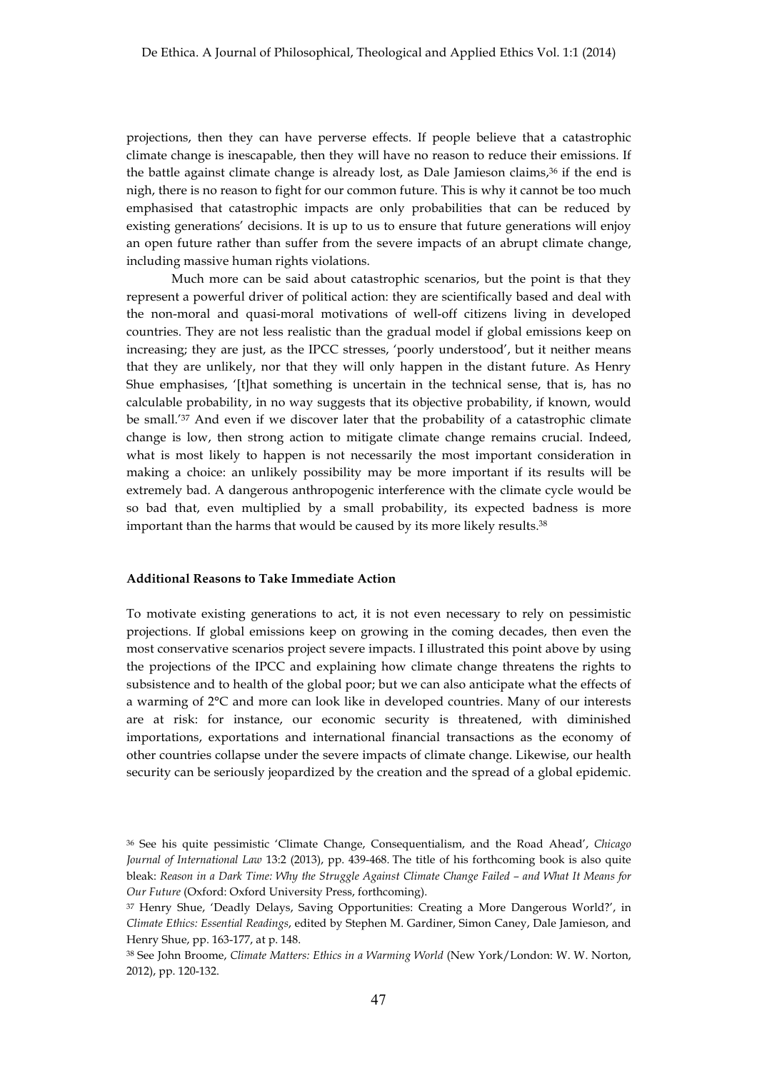projections, then they can have perverse effects. If people believe that a catastrophic climate change is inescapable, then they will have no reason to reduce their emissions. If the battle against climate change is already lost, as Dale Jamieson claims,[36] if the end is nigh, there is no reason to fight for our common future. This is why it cannot be too much emphasised that catastrophic impacts are only probabilities that can be reduced by existing generations' decisions. It is up to us to ensure that future generations will enjoy an open future rather than suffer from the severe impacts of an abrupt climate change, including massive human rights violations.

Much more can be said about catastrophic scenarios, but the point is that they represent a powerful driver of political action: they are scientifically based and deal with the non-moral and quasi-moral motivations of well-off citizens living in developed countries. They are not less realistic than the gradual model if global emissions keep on increasing; they are just, as the IPCC stresses, 'poorly understood', but it neither means that they are unlikely, nor that they will only happen in the distant future. As Henry Shue emphasises, '[t]hat something is uncertain in the technical sense, that is, has no calculable probability, in no way suggests that its objective probability, if known, would be small.'[37] And even if we discover later that the probability of a catastrophic climate change is low, then strong action to mitigate climate change remains crucial. Indeed, what is most likely to happen is not necessarily the most important consideration in making a choice: an unlikely possibility may be more important if its results will be extremely bad. A dangerous anthropogenic interference with the climate cycle would be so bad that, even multiplied by a small probability, its expected badness is more important than the harms that would be caused by its more likely results.[38]

**Additional Reasons to Take Immediate Action**

To motivate existing generations to act, it is not even necessary to rely on pessimistic projections. If global emissions keep on growing in the coming decades, then even the most conservative scenarios project severe impacts. I illustrated this point above by using the projections of the IPCC and explaining how climate change threatens the rights to subsistence and to health of the global poor; but we can also anticipate what the effects of a warming of 2°C and more can look like in developed countries. Many of our interests are at risk: for instance, our economic security is threatened, with diminished importations, exportations and international financial transactions as the economy of other countries collapse under the severe impacts of climate change. Likewise, our health security can be seriously jeopardized by the creation and the spread of a global epidemic.

---

[36] See his quite pessimistic 'Climate Change, Consequentialism, and the Road Ahead', *Chicago Journal of International Law* 13:2 (2013), pp. 439-468. The title of his forthcoming book is also quite bleak: *Reason in a Dark Time: Why the Struggle Against Climate Change Failed – and What It Means for Our Future* (Oxford: Oxford University Press, forthcoming).

[37] Henry Shue, 'Deadly Delays, Saving Opportunities: Creating a More Dangerous World?', in *Climate Ethics: Essential Readings*, edited by Stephen M. Gardiner, Simon Caney, Dale Jamieson, and Henry Shue, pp. 163-177, at p. 148.

[38] See John Broome, *Climate Matters: Ethics in a Warming World* (New York/London: W. W. Norton, 2012), pp. 120-132.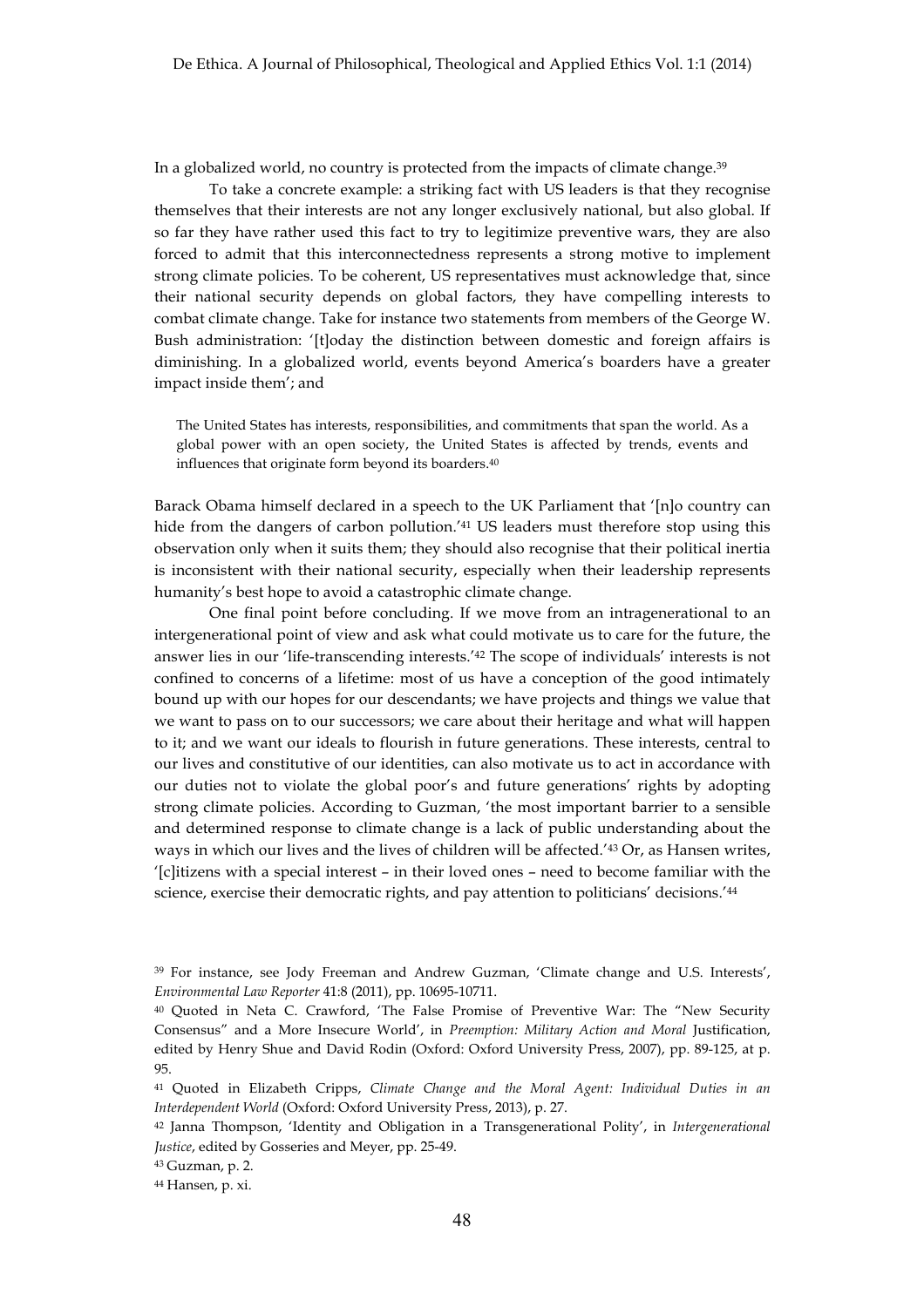In a globalized world, no country is protected from the impacts of climate change.[39]

To take a concrete example: a striking fact with US leaders is that they recognise themselves that their interests are not any longer exclusively national, but also global. If so far they have rather used this fact to try to legitimize preventive wars, they are also forced to admit that this interconnectedness represents a strong motive to implement strong climate policies. To be coherent, US representatives must acknowledge that, since their national security depends on global factors, they have compelling interests to combat climate change. Take for instance two statements from members of the George W. Bush administration: '[t]oday the distinction between domestic and foreign affairs is diminishing. In a globalized world, events beyond America's boarders have a greater impact inside them'; and

> The United States has interests, responsibilities, and commitments that span the world. As a global power with an open society, the United States is affected by trends, events and influences that originate form beyond its boarders.[40]

Barack Obama himself declared in a speech to the UK Parliament that '[n]o country can hide from the dangers of carbon pollution.'[41] US leaders must therefore stop using this observation only when it suits them; they should also recognise that their political inertia is inconsistent with their national security, especially when their leadership represents humanity's best hope to avoid a catastrophic climate change.

One final point before concluding. If we move from an intragenerational to an intergenerational point of view and ask what could motivate us to care for the future, the answer lies in our 'life-transcending interests.'[42] The scope of individuals' interests is not confined to concerns of a lifetime: most of us have a conception of the good intimately bound up with our hopes for our descendants; we have projects and things we value that we want to pass on to our successors; we care about their heritage and what will happen to it; and we want our ideals to flourish in future generations. These interests, central to our lives and constitutive of our identities, can also motivate us to act in accordance with our duties not to violate the global poor's and future generations' rights by adopting strong climate policies. According to Guzman, 'the most important barrier to a sensible and determined response to climate change is a lack of public understanding about the ways in which our lives and the lives of children will be affected.'[43] Or, as Hansen writes, '[c]itizens with a special interest – in their loved ones – need to become familiar with the science, exercise their democratic rights, and pay attention to politicians' decisions.'[44]

---

[39] For instance, see Jody Freeman and Andrew Guzman, 'Climate change and U.S. Interests', *Environmental Law Reporter* 41:8 (2011), pp. 10695-10711.

[40] Quoted in Neta C. Crawford, 'The False Promise of Preventive War: The "New Security Consensus" and a More Insecure World', in *Preemption: Military Action and Moral* Justification, edited by Henry Shue and David Rodin (Oxford: Oxford University Press, 2007), pp. 89-125, at p. 95.

[41] Quoted in Elizabeth Cripps, *Climate Change and the Moral Agent: Individual Duties in an Interdependent World* (Oxford: Oxford University Press, 2013), p. 27.

[42] Janna Thompson, 'Identity and Obligation in a Transgenerational Polity', in *Intergenerational Justice*, edited by Gosseries and Meyer, pp. 25-49.

[43] Guzman, p. 2.

[44] Hansen, p. xi.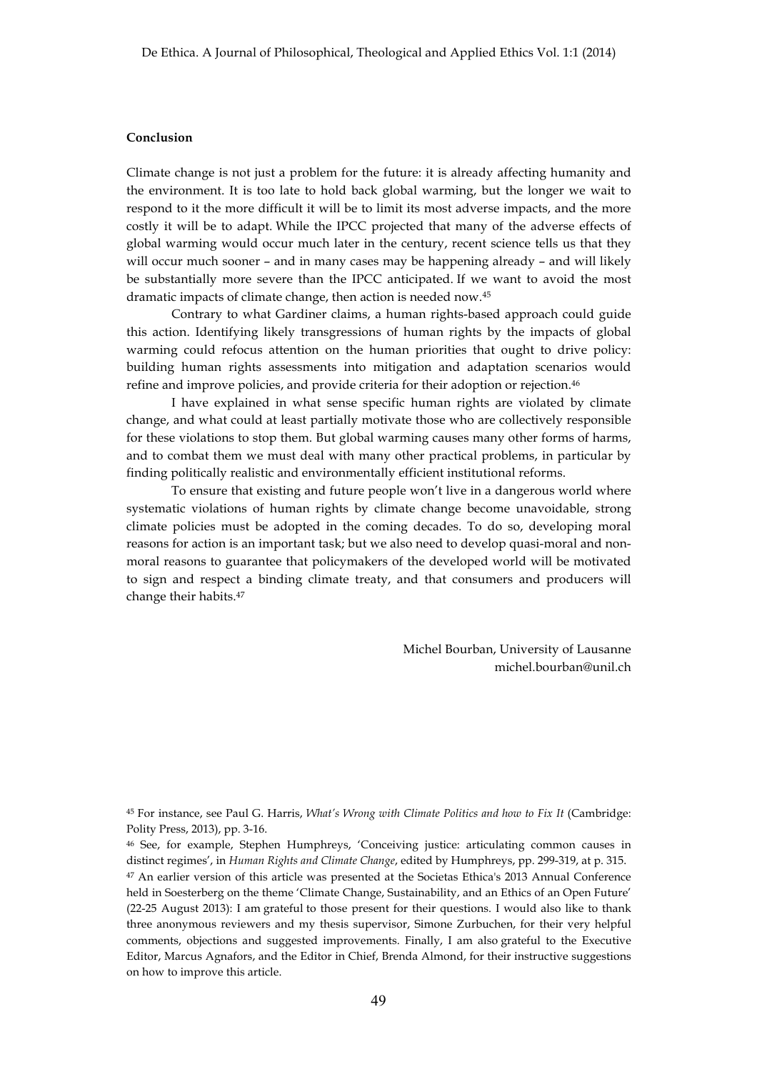**Conclusion**

Climate change is not just a problem for the future: it is already affecting humanity and the environment. It is too late to hold back global warming, but the longer we wait to respond to it the more difficult it will be to limit its most adverse impacts, and the more costly it will be to adapt. While the IPCC projected that many of the adverse effects of global warming would occur much later in the century, recent science tells us that they will occur much sooner – and in many cases may be happening already – and will likely be substantially more severe than the IPCC anticipated. If we want to avoid the most dramatic impacts of climate change, then action is needed now.[45]

Contrary to what Gardiner claims, a human rights-based approach could guide this action. Identifying likely transgressions of human rights by the impacts of global warming could refocus attention on the human priorities that ought to drive policy: building human rights assessments into mitigation and adaptation scenarios would refine and improve policies, and provide criteria for their adoption or rejection.[46]

I have explained in what sense specific human rights are violated by climate change, and what could at least partially motivate those who are collectively responsible for these violations to stop them. But global warming causes many other forms of harms, and to combat them we must deal with many other practical problems, in particular by finding politically realistic and environmentally efficient institutional reforms.

To ensure that existing and future people won't live in a dangerous world where systematic violations of human rights by climate change become unavoidable, strong climate policies must be adopted in the coming decades. To do so, developing moral reasons for action is an important task; but we also need to develop quasi-moral and non-moral reasons to guarantee that policymakers of the developed world will be motivated to sign and respect a binding climate treaty, and that consumers and producers will change their habits.[47]

Michel Bourban, University of Lausanne
michel.bourban@unil.ch

---

[45] For instance, see Paul G. Harris, *What's Wrong with Climate Politics and how to Fix It* (Cambridge: Polity Press, 2013), pp. 3-16.

[46] See, for example, Stephen Humphreys, 'Conceiving justice: articulating common causes in distinct regimes', in *Human Rights and Climate Change*, edited by Humphreys, pp. 299-319, at p. 315.

[47] An earlier version of this article was presented at the Societas Ethica's 2013 Annual Conference held in Soesterberg on the theme 'Climate Change, Sustainability, and an Ethics of an Open Future' (22-25 August 2013): I am grateful to those present for their questions. I would also like to thank three anonymous reviewers and my thesis supervisor, Simone Zurbuchen, for their very helpful comments, objections and suggested improvements. Finally, I am also grateful to the Executive Editor, Marcus Agnafors, and the Editor in Chief, Brenda Almond, for their instructive suggestions on how to improve this article.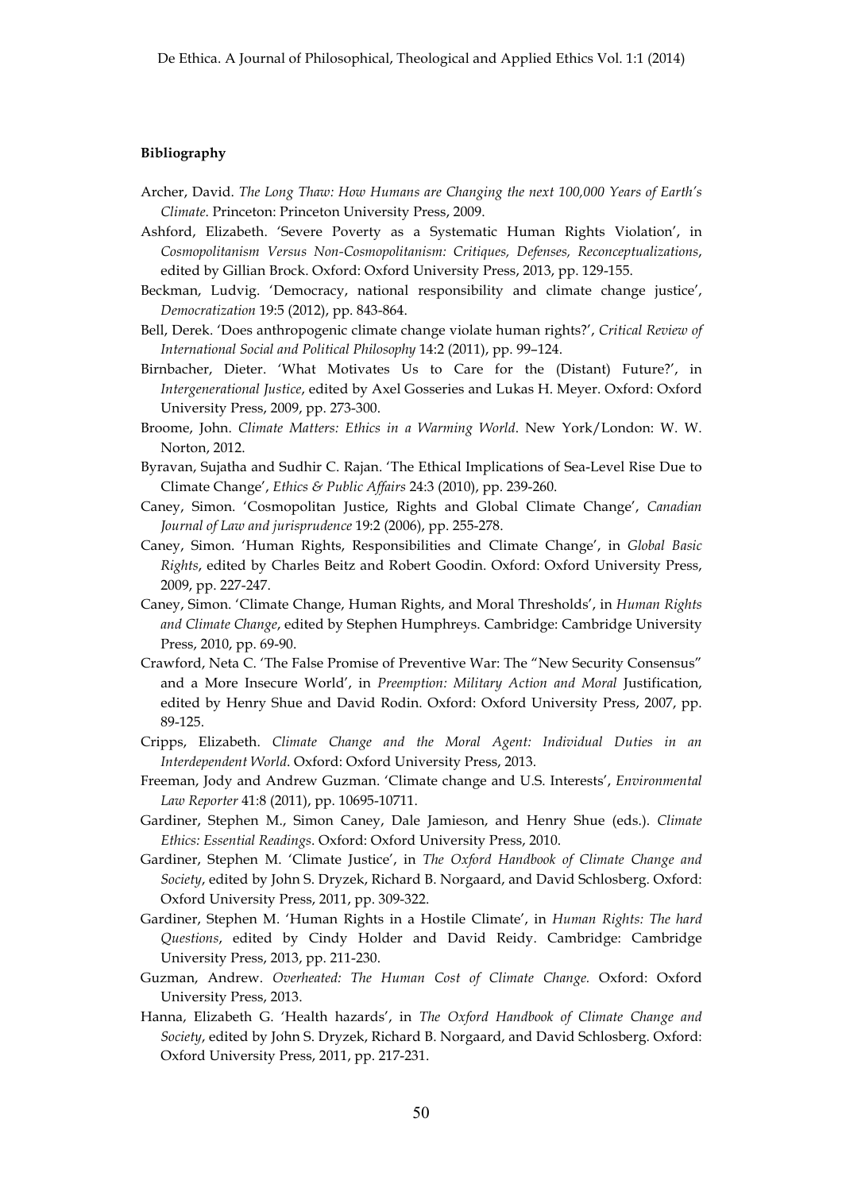**Bibliography**

Archer, David. *The Long Thaw: How Humans are Changing the next 100,000 Years of Earth's Climate.* Princeton: Princeton University Press, 2009.

Ashford, Elizabeth. 'Severe Poverty as a Systematic Human Rights Violation', in *Cosmopolitanism Versus Non-Cosmopolitanism: Critiques, Defenses, Reconceptualizations*, edited by Gillian Brock. Oxford: Oxford University Press, 2013, pp. 129-155.

Beckman, Ludvig. 'Democracy, national responsibility and climate change justice', *Democratization* 19:5 (2012), pp. 843-864.

Bell, Derek. 'Does anthropogenic climate change violate human rights?', *Critical Review of International Social and Political Philosophy* 14:2 (2011), pp. 99–124.

Birnbacher, Dieter. 'What Motivates Us to Care for the (Distant) Future?', in *Intergenerational Justice*, edited by Axel Gosseries and Lukas H. Meyer. Oxford: Oxford University Press, 2009, pp. 273-300.

Broome, John. *Climate Matters: Ethics in a Warming World*. New York/London: W. W. Norton, 2012.

Byravan, Sujatha and Sudhir C. Rajan. 'The Ethical Implications of Sea-Level Rise Due to Climate Change', *Ethics & Public Affairs* 24:3 (2010), pp. 239-260.

Caney, Simon. 'Cosmopolitan Justice, Rights and Global Climate Change', *Canadian Journal of Law and jurisprudence* 19:2 (2006), pp. 255-278.

Caney, Simon. 'Human Rights, Responsibilities and Climate Change', in *Global Basic Rights*, edited by Charles Beitz and Robert Goodin. Oxford: Oxford University Press, 2009, pp. 227-247.

Caney, Simon. 'Climate Change, Human Rights, and Moral Thresholds', in *Human Rights and Climate Change*, edited by Stephen Humphreys. Cambridge: Cambridge University Press, 2010, pp. 69-90.

Crawford, Neta C. 'The False Promise of Preventive War: The "New Security Consensus" and a More Insecure World', in *Preemption: Military Action and Moral* Justification, edited by Henry Shue and David Rodin. Oxford: Oxford University Press, 2007, pp. 89-125.

Cripps, Elizabeth. *Climate Change and the Moral Agent: Individual Duties in an Interdependent World*. Oxford: Oxford University Press, 2013.

Freeman, Jody and Andrew Guzman. 'Climate change and U.S. Interests', *Environmental Law Reporter* 41:8 (2011), pp. 10695-10711.

Gardiner, Stephen M., Simon Caney, Dale Jamieson, and Henry Shue (eds.). *Climate Ethics: Essential Readings*. Oxford: Oxford University Press, 2010.

Gardiner, Stephen M. 'Climate Justice', in *The Oxford Handbook of Climate Change and Society*, edited by John S. Dryzek, Richard B. Norgaard, and David Schlosberg. Oxford: Oxford University Press, 2011, pp. 309-322.

Gardiner, Stephen M. 'Human Rights in a Hostile Climate', in *Human Rights: The hard Questions*, edited by Cindy Holder and David Reidy. Cambridge: Cambridge University Press, 2013, pp. 211-230.

Guzman, Andrew. *Overheated: The Human Cost of Climate Change.* Oxford: Oxford University Press, 2013.

Hanna, Elizabeth G. 'Health hazards', in *The Oxford Handbook of Climate Change and Society*, edited by John S. Dryzek, Richard B. Norgaard, and David Schlosberg. Oxford: Oxford University Press, 2011, pp. 217-231.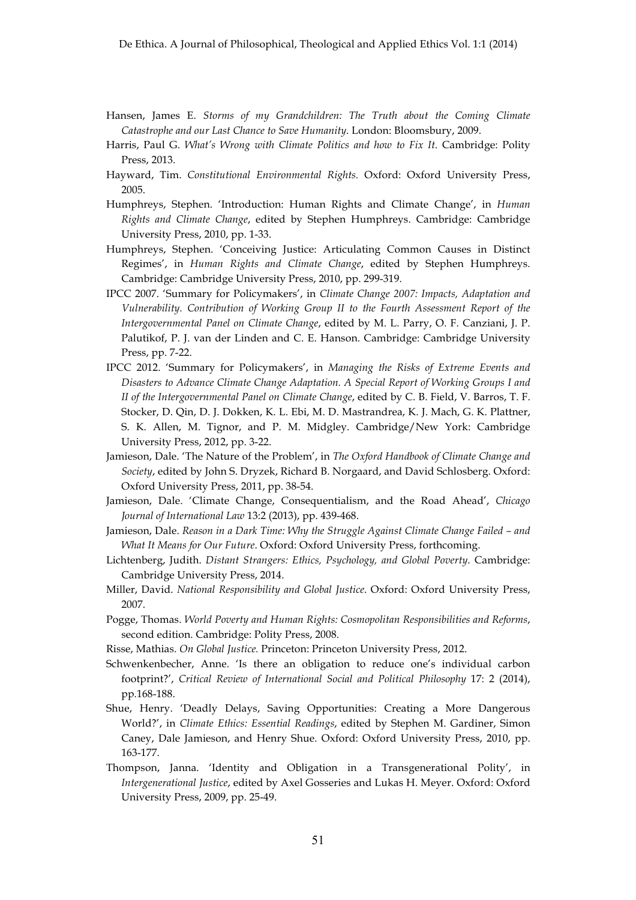Hansen, James E. *Storms of my Grandchildren: The Truth about the Coming Climate Catastrophe and our Last Chance to Save Humanity*. London: Bloomsbury, 2009.

Harris, Paul G. *What's Wrong with Climate Politics and how to Fix It*. Cambridge: Polity Press, 2013.

Hayward, Tim. *Constitutional Environmental Rights.* Oxford: Oxford University Press, 2005.

Humphreys, Stephen. 'Introduction: Human Rights and Climate Change', in *Human Rights and Climate Change*, edited by Stephen Humphreys. Cambridge: Cambridge University Press, 2010, pp. 1-33.

Humphreys, Stephen. 'Conceiving Justice: Articulating Common Causes in Distinct Regimes', in *Human Rights and Climate Change*, edited by Stephen Humphreys. Cambridge: Cambridge University Press, 2010, pp. 299-319.

IPCC 2007. 'Summary for Policymakers', in *Climate Change 2007: Impacts, Adaptation and Vulnerability. Contribution of Working Group II to the Fourth Assessment Report of the Intergovernmental Panel on Climate Change*, edited by M. L. Parry, O. F. Canziani, J. P. Palutikof, P. J. van der Linden and C. E. Hanson. Cambridge: Cambridge University Press, pp. 7-22.

IPCC 2012. 'Summary for Policymakers', in *Managing the Risks of Extreme Events and Disasters to Advance Climate Change Adaptation. A Special Report of Working Groups I and II of the Intergovernmental Panel on Climate Change*, edited by C. B. Field, V. Barros, T. F. Stocker, D. Qin, D. J. Dokken, K. L. Ebi, M. D. Mastrandrea, K. J. Mach, G. K. Plattner, S. K. Allen, M. Tignor, and P. M. Midgley. Cambridge/New York: Cambridge University Press, 2012, pp. 3-22.

Jamieson, Dale. 'The Nature of the Problem', in *The Oxford Handbook of Climate Change and Society*, edited by John S. Dryzek, Richard B. Norgaard, and David Schlosberg. Oxford: Oxford University Press, 2011, pp. 38-54.

Jamieson, Dale. 'Climate Change, Consequentialism, and the Road Ahead', *Chicago Journal of International Law* 13:2 (2013), pp. 439-468.

Jamieson, Dale. *Reason in a Dark Time: Why the Struggle Against Climate Change Failed – and What It Means for Our Future*. Oxford: Oxford University Press, forthcoming.

Lichtenberg, Judith. *Distant Strangers: Ethics, Psychology, and Global Poverty*. Cambridge: Cambridge University Press, 2014.

Miller, David. *National Responsibility and Global Justice*. Oxford: Oxford University Press, 2007.

Pogge, Thomas. *World Poverty and Human Rights: Cosmopolitan Responsibilities and Reforms*, second edition. Cambridge: Polity Press, 2008.

Risse, Mathias. *On Global Justice.* Princeton: Princeton University Press, 2012.

Schwenkenbecher, Anne. 'Is there an obligation to reduce one's individual carbon footprint?', *Critical Review of International Social and Political Philosophy* 17: 2 (2014), pp.168-188.

Shue, Henry. 'Deadly Delays, Saving Opportunities: Creating a More Dangerous World?', in *Climate Ethics: Essential Readings*, edited by Stephen M. Gardiner, Simon Caney, Dale Jamieson, and Henry Shue. Oxford: Oxford University Press, 2010, pp. 163-177.

Thompson, Janna. 'Identity and Obligation in a Transgenerational Polity', in *Intergenerational Justice*, edited by Axel Gosseries and Lukas H. Meyer. Oxford: Oxford University Press, 2009, pp. 25-49.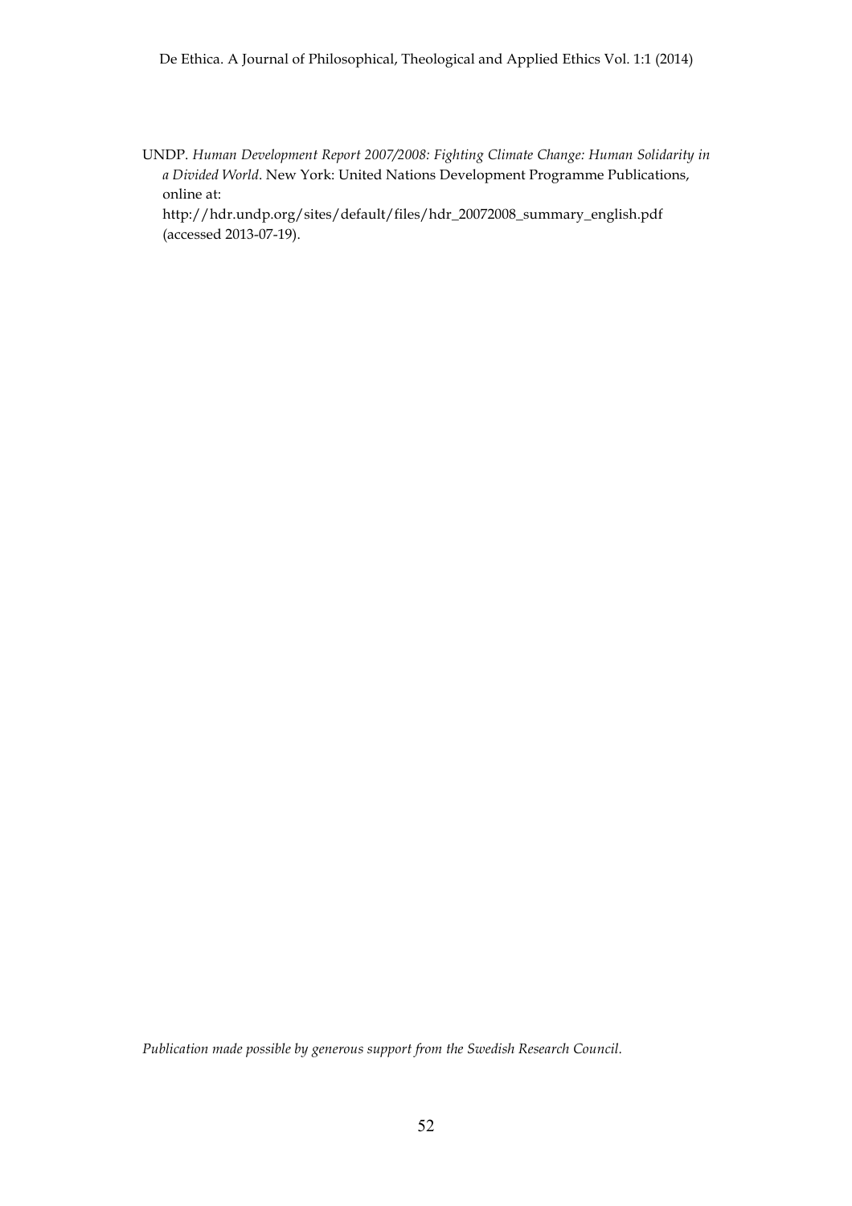UNDP. *Human Development Report 2007/2008: Fighting Climate Change: Human Solidarity in a Divided World*. New York: United Nations Development Programme Publications, online at: http://hdr.undp.org/sites/default/files/hdr_20072008_summary_english.pdf (accessed 2013-07-19).

*Publication made possible by generous support from the Swedish Research Council.*